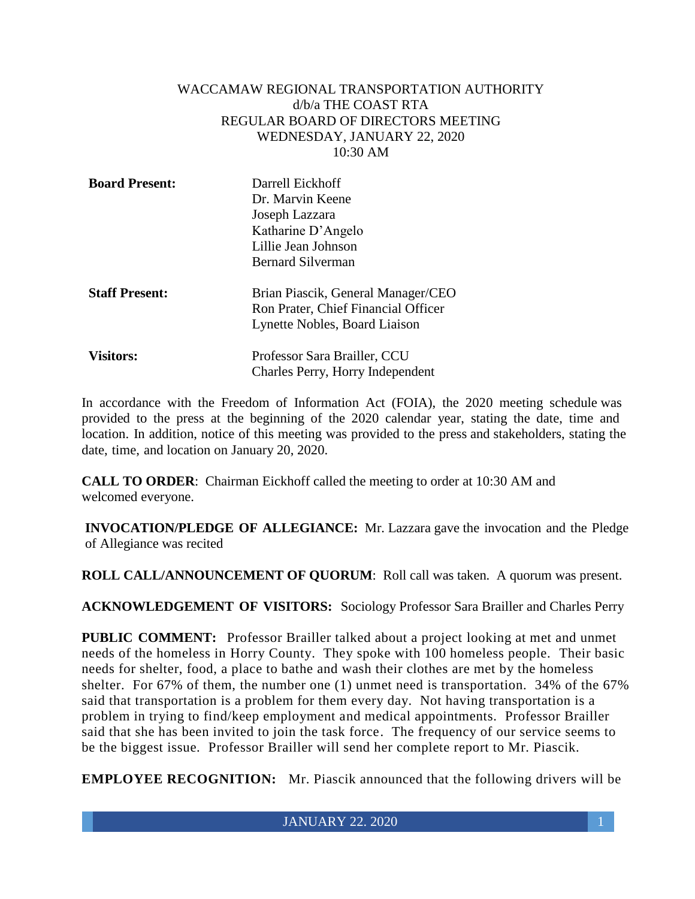WACCAMAW REGIONAL TRANSPORTATION AUTHORITY
d/b/a THE COAST RTA
REGULAR BOARD OF DIRECTORS MEETING
WEDNESDAY, JANUARY 22, 2020
10:30 AM

| | |
|---|---|
| **Board Present:** | Darrell Eickhoff<br>Dr. Marvin Keene<br>Joseph Lazzara<br>Katharine D'Angelo<br>Lillie Jean Johnson<br>Bernard Silverman |
| **Staff Present:** | Brian Piascik, General Manager/CEO<br>Ron Prater, Chief Financial Officer<br>Lynette Nobles, Board Liaison |
| **Visitors:** | Professor Sara Brailler, CCU<br>Charles Perry, Horry Independent |

In accordance with the Freedom of Information Act (FOIA), the 2020 meeting schedule was provided to the press at the beginning of the 2020 calendar year, stating the date, time and location. In addition, notice of this meeting was provided to the press and stakeholders, stating the date, time, and location on January 20, 2020.

**CALL TO ORDER**: Chairman Eickhoff called the meeting to order at 10:30 AM and welcomed everyone.

**INVOCATION/PLEDGE OF ALLEGIANCE:** Mr. Lazzara gave the invocation and the Pledge of Allegiance was recited

**ROLL CALL/ANNOUNCEMENT OF QUORUM**: Roll call was taken. A quorum was present.

**ACKNOWLEDGEMENT OF VISITORS:** Sociology Professor Sara Brailler and Charles Perry

**PUBLIC COMMENT:** Professor Brailler talked about a project looking at met and unmet needs of the homeless in Horry County. They spoke with 100 homeless people. Their basic needs for shelter, food, a place to bathe and wash their clothes are met by the homeless shelter. For 67% of them, the number one (1) unmet need is transportation. 34% of the 67% said that transportation is a problem for them every day. Not having transportation is a problem in trying to find/keep employment and medical appointments. Professor Brailler said that she has been invited to join the task force. The frequency of our service seems to be the biggest issue. Professor Brailler will send her complete report to Mr. Piascik.

**EMPLOYEE RECOGNITION:** Mr. Piascik announced that the following drivers will be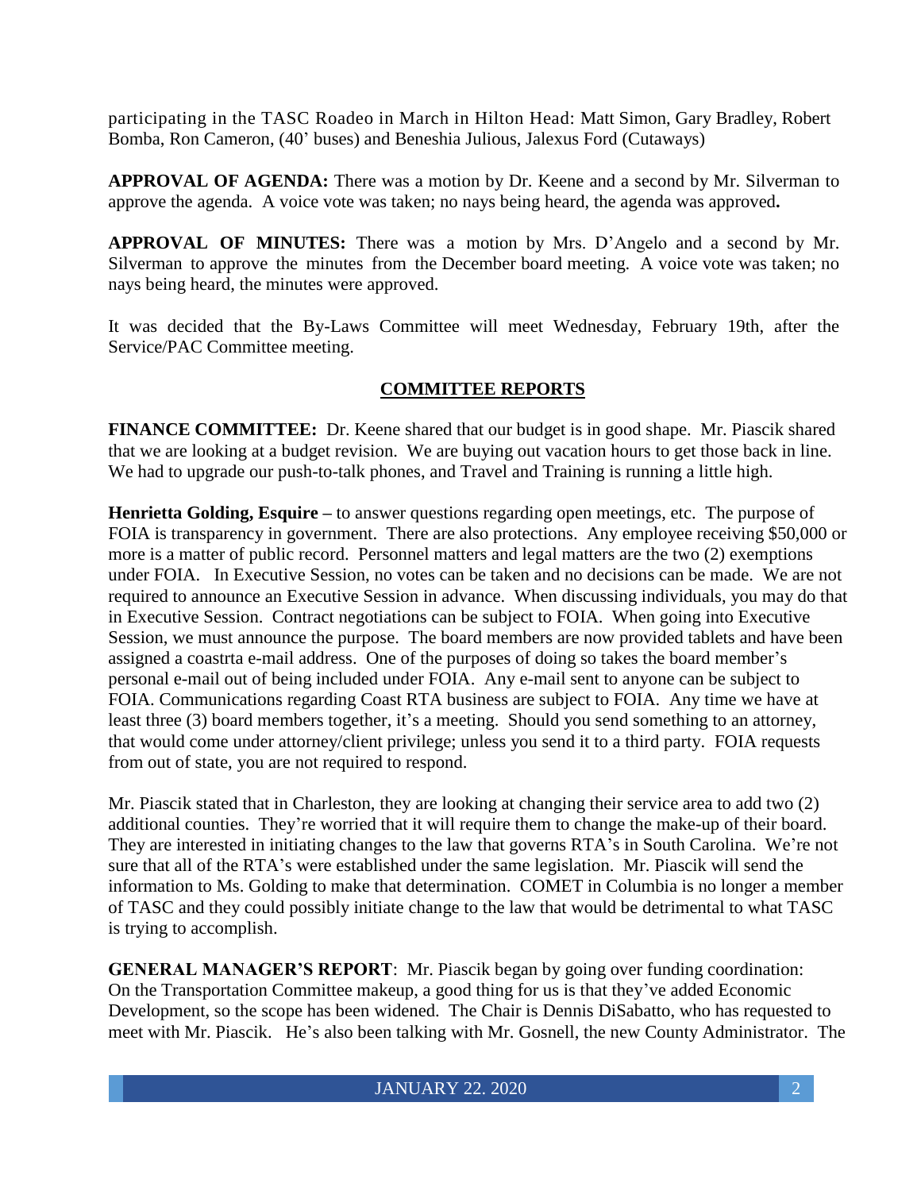participating in the TASC Roadeo in March in Hilton Head: Matt Simon, Gary Bradley, Robert Bomba, Ron Cameron, (40' buses) and Beneshia Julious, Jalexus Ford (Cutaways)

**APPROVAL OF AGENDA:** There was a motion by Dr. Keene and a second by Mr. Silverman to approve the agenda. A voice vote was taken; no nays being heard, the agenda was approved**.**

**APPROVAL OF MINUTES:** There was a motion by Mrs. D'Angelo and a second by Mr. Silverman to approve the minutes from the December board meeting. A voice vote was taken; no nays being heard, the minutes were approved.

It was decided that the By-Laws Committee will meet Wednesday, February 19th, after the Service/PAC Committee meeting.

## COMMITTEE REPORTS

**FINANCE COMMITTEE:** Dr. Keene shared that our budget is in good shape. Mr. Piascik shared that we are looking at a budget revision. We are buying out vacation hours to get those back in line. We had to upgrade our push-to-talk phones, and Travel and Training is running a little high.

**Henrietta Golding, Esquire –** to answer questions regarding open meetings, etc. The purpose of FOIA is transparency in government. There are also protections. Any employee receiving $50,000 or more is a matter of public record. Personnel matters and legal matters are the two (2) exemptions under FOIA. In Executive Session, no votes can be taken and no decisions can be made. We are not required to announce an Executive Session in advance. When discussing individuals, you may do that in Executive Session. Contract negotiations can be subject to FOIA. When going into Executive Session, we must announce the purpose. The board members are now provided tablets and have been assigned a coastrta e-mail address. One of the purposes of doing so takes the board member's personal e-mail out of being included under FOIA. Any e-mail sent to anyone can be subject to FOIA. Communications regarding Coast RTA business are subject to FOIA. Any time we have at least three (3) board members together, it's a meeting. Should you send something to an attorney, that would come under attorney/client privilege; unless you send it to a third party. FOIA requests from out of state, you are not required to respond.

Mr. Piascik stated that in Charleston, they are looking at changing their service area to add two (2) additional counties. They're worried that it will require them to change the make-up of their board. They are interested in initiating changes to the law that governs RTA's in South Carolina. We're not sure that all of the RTA's were established under the same legislation. Mr. Piascik will send the information to Ms. Golding to make that determination. COMET in Columbia is no longer a member of TASC and they could possibly initiate change to the law that would be detrimental to what TASC is trying to accomplish.

**GENERAL MANAGER'S REPORT**: Mr. Piascik began by going over funding coordination: On the Transportation Committee makeup, a good thing for us is that they've added Economic Development, so the scope has been widened. The Chair is Dennis DiSabatto, who has requested to meet with Mr. Piascik. He's also been talking with Mr. Gosnell, the new County Administrator. The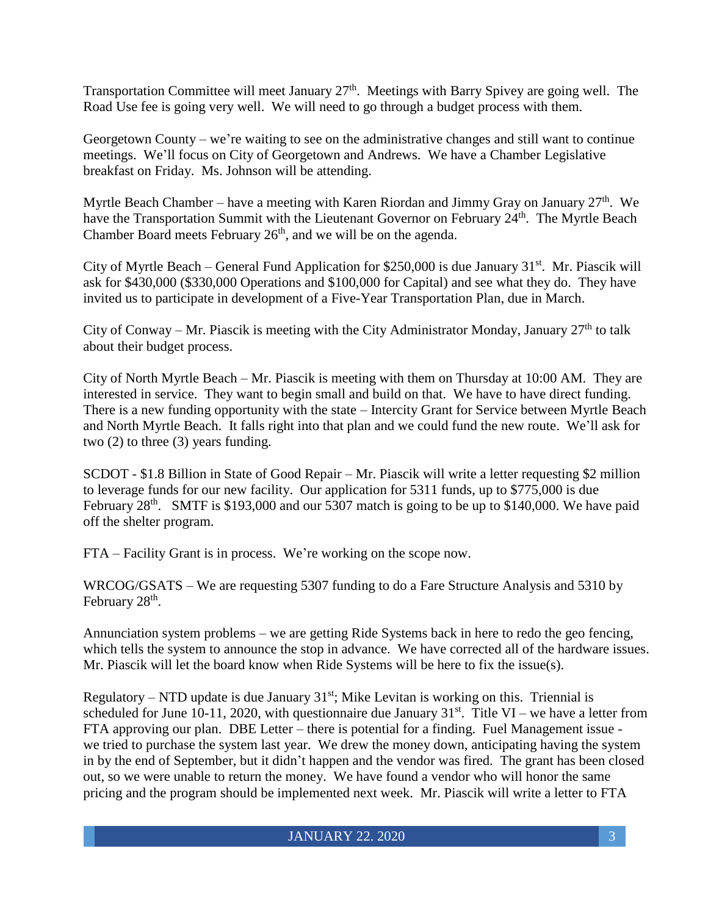Transportation Committee will meet January 27th. Meetings with Barry Spivey are going well. The Road Use fee is going very well. We will need to go through a budget process with them.

Georgetown County – we're waiting to see on the administrative changes and still want to continue meetings. We'll focus on City of Georgetown and Andrews. We have a Chamber Legislative breakfast on Friday. Ms. Johnson will be attending.

Myrtle Beach Chamber – have a meeting with Karen Riordan and Jimmy Gray on January 27th. We have the Transportation Summit with the Lieutenant Governor on February 24th. The Myrtle Beach Chamber Board meets February 26th, and we will be on the agenda.

City of Myrtle Beach – General Fund Application for $250,000 is due January 31st. Mr. Piascik will ask for $430,000 ($330,000 Operations and $100,000 for Capital) and see what they do. They have invited us to participate in development of a Five-Year Transportation Plan, due in March.

City of Conway – Mr. Piascik is meeting with the City Administrator Monday, January 27th to talk about their budget process.

City of North Myrtle Beach – Mr. Piascik is meeting with them on Thursday at 10:00 AM. They are interested in service. They want to begin small and build on that. We have to have direct funding. There is a new funding opportunity with the state – Intercity Grant for Service between Myrtle Beach and North Myrtle Beach. It falls right into that plan and we could fund the new route. We'll ask for two (2) to three (3) years funding.

SCDOT - $1.8 Billion in State of Good Repair – Mr. Piascik will write a letter requesting $2 million to leverage funds for our new facility. Our application for 5311 funds, up to $775,000 is due February 28th. SMTF is $193,000 and our 5307 match is going to be up to $140,000. We have paid off the shelter program.

FTA – Facility Grant is in process. We're working on the scope now.

WRCOG/GSATS – We are requesting 5307 funding to do a Fare Structure Analysis and 5310 by February 28th.

Annunciation system problems – we are getting Ride Systems back in here to redo the geo fencing, which tells the system to announce the stop in advance. We have corrected all of the hardware issues. Mr. Piascik will let the board know when Ride Systems will be here to fix the issue(s).

Regulatory – NTD update is due January 31st; Mike Levitan is working on this. Triennial is scheduled for June 10-11, 2020, with questionnaire due January 31st. Title VI – we have a letter from FTA approving our plan. DBE Letter – there is potential for a finding. Fuel Management issue - we tried to purchase the system last year. We drew the money down, anticipating having the system in by the end of September, but it didn't happen and the vendor was fired. The grant has been closed out, so we were unable to return the money. We have found a vendor who will honor the same pricing and the program should be implemented next week. Mr. Piascik will write a letter to FTA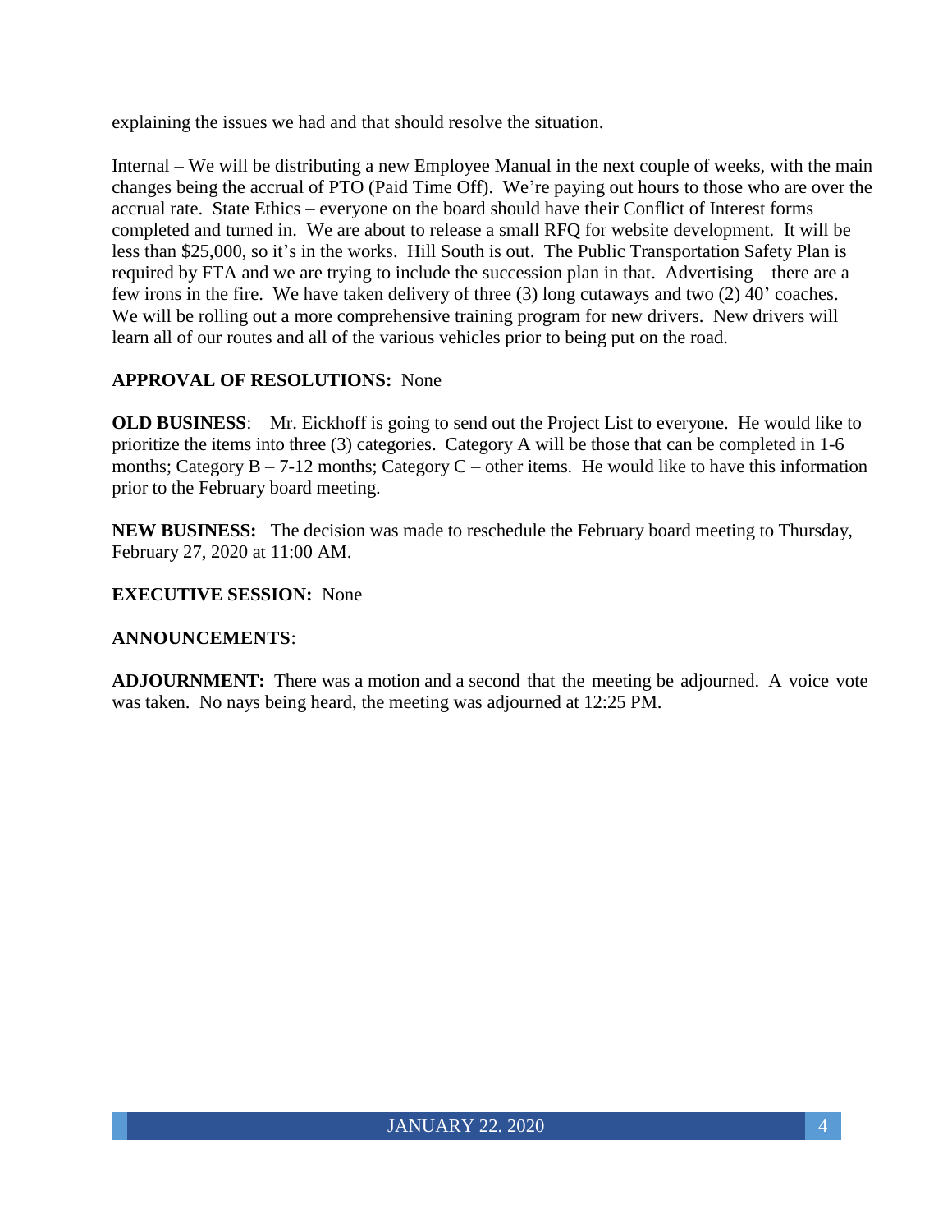explaining the issues we had and that should resolve the situation.

Internal – We will be distributing a new Employee Manual in the next couple of weeks, with the main changes being the accrual of PTO (Paid Time Off). We're paying out hours to those who are over the accrual rate. State Ethics – everyone on the board should have their Conflict of Interest forms completed and turned in. We are about to release a small RFQ for website development. It will be less than $25,000, so it's in the works. Hill South is out. The Public Transportation Safety Plan is required by FTA and we are trying to include the succession plan in that. Advertising – there are a few irons in the fire. We have taken delivery of three (3) long cutaways and two (2) 40' coaches. We will be rolling out a more comprehensive training program for new drivers. New drivers will learn all of our routes and all of the various vehicles prior to being put on the road.

**APPROVAL OF RESOLUTIONS:** None

**OLD BUSINESS**: Mr. Eickhoff is going to send out the Project List to everyone. He would like to prioritize the items into three (3) categories. Category A will be those that can be completed in 1-6 months; Category B – 7-12 months; Category C – other items. He would like to have this information prior to the February board meeting.

**NEW BUSINESS:** The decision was made to reschedule the February board meeting to Thursday, February 27, 2020 at 11:00 AM.

**EXECUTIVE SESSION:** None

**ANNOUNCEMENTS**:

**ADJOURNMENT:** There was a motion and a second that the meeting be adjourned. A voice vote was taken. No nays being heard, the meeting was adjourned at 12:25 PM.